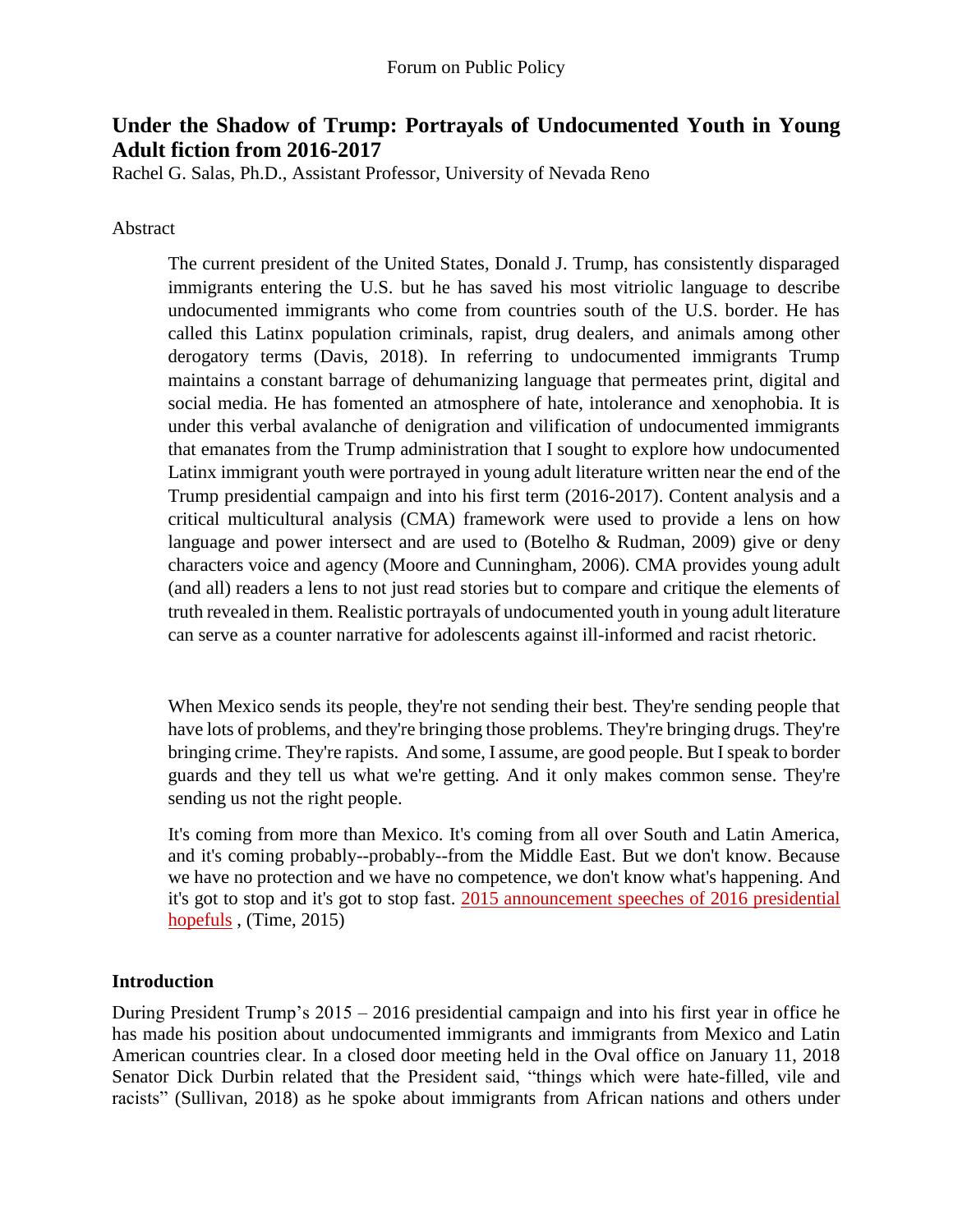Forum on Public Policy

# Under the Shadow of Trump: Portrayals of Undocumented Youth in Young Adult fiction from 2016-2017

Rachel G. Salas, Ph.D., Assistant Professor, University of Nevada Reno

Abstract

> The current president of the United States, Donald J. Trump, has consistently disparaged immigrants entering the U.S. but he has saved his most vitriolic language to describe undocumented immigrants who come from countries south of the U.S. border. He has called this Latinx population criminals, rapist, drug dealers, and animals among other derogatory terms (Davis, 2018). In referring to undocumented immigrants Trump maintains a constant barrage of dehumanizing language that permeates print, digital and social media. He has fomented an atmosphere of hate, intolerance and xenophobia. It is under this verbal avalanche of denigration and vilification of undocumented immigrants that emanates from the Trump administration that I sought to explore how undocumented Latinx immigrant youth were portrayed in young adult literature written near the end of the Trump presidential campaign and into his first term (2016-2017). Content analysis and a critical multicultural analysis (CMA) framework were used to provide a lens on how language and power intersect and are used to (Botelho & Rudman, 2009) give or deny characters voice and agency (Moore and Cunningham, 2006). CMA provides young adult (and all) readers a lens to not just read stories but to compare and critique the elements of truth revealed in them. Realistic portrayals of undocumented youth in young adult literature can serve as a counter narrative for adolescents against ill-informed and racist rhetoric.

> When Mexico sends its people, they're not sending their best. They're sending people that have lots of problems, and they're bringing those problems. They're bringing drugs. They're bringing crime. They're rapists. And some, I assume, are good people. But I speak to border guards and they tell us what we're getting. And it only makes common sense. They're sending us not the right people.
>
> It's coming from more than Mexico. It's coming from all over South and Latin America, and it's coming probably--probably--from the Middle East. But we don't know. Because we have no protection and we have no competence, we don't know what's happening. And it's got to stop and it's got to stop fast. 2015 announcement speeches of 2016 presidential hopefuls , (Time, 2015)

## Introduction

During President Trump's 2015 – 2016 presidential campaign and into his first year in office he has made his position about undocumented immigrants and immigrants from Mexico and Latin American countries clear. In a closed door meeting held in the Oval office on January 11, 2018 Senator Dick Durbin related that the President said, "things which were hate-filled, vile and racists" (Sullivan, 2018) as he spoke about immigrants from African nations and others under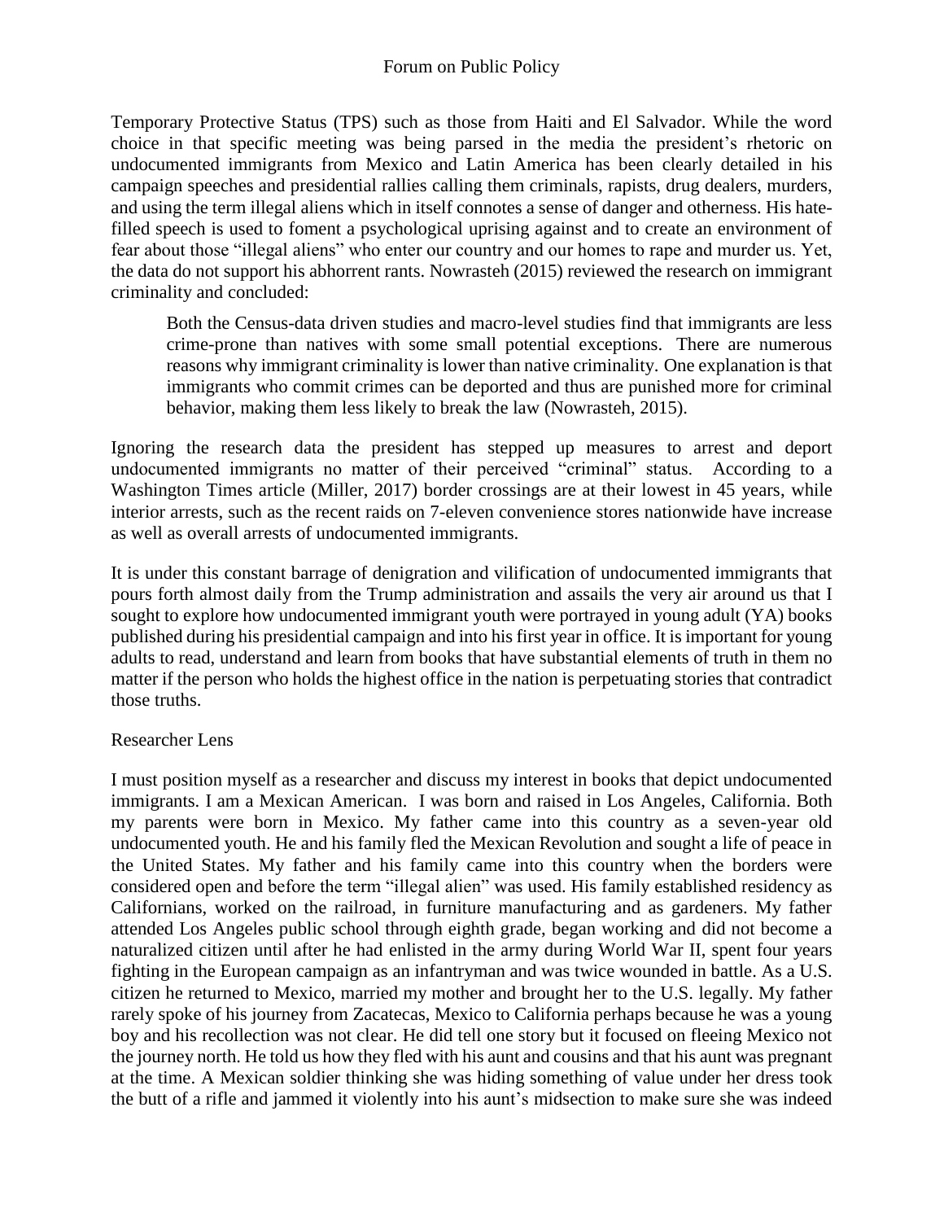Temporary Protective Status (TPS) such as those from Haiti and El Salvador. While the word choice in that specific meeting was being parsed in the media the president's rhetoric on undocumented immigrants from Mexico and Latin America has been clearly detailed in his campaign speeches and presidential rallies calling them criminals, rapists, drug dealers, murders, and using the term illegal aliens which in itself connotes a sense of danger and otherness. His hate-filled speech is used to foment a psychological uprising against and to create an environment of fear about those "illegal aliens" who enter our country and our homes to rape and murder us. Yet, the data do not support his abhorrent rants. Nowrasteh (2015) reviewed the research on immigrant criminality and concluded:

> Both the Census-data driven studies and macro-level studies find that immigrants are less crime-prone than natives with some small potential exceptions. There are numerous reasons why immigrant criminality is lower than native criminality. One explanation is that immigrants who commit crimes can be deported and thus are punished more for criminal behavior, making them less likely to break the law (Nowrasteh, 2015).

Ignoring the research data the president has stepped up measures to arrest and deport undocumented immigrants no matter of their perceived "criminal" status. According to a Washington Times article (Miller, 2017) border crossings are at their lowest in 45 years, while interior arrests, such as the recent raids on 7-eleven convenience stores nationwide have increase as well as overall arrests of undocumented immigrants.

It is under this constant barrage of denigration and vilification of undocumented immigrants that pours forth almost daily from the Trump administration and assails the very air around us that I sought to explore how undocumented immigrant youth were portrayed in young adult (YA) books published during his presidential campaign and into his first year in office. It is important for young adults to read, understand and learn from books that have substantial elements of truth in them no matter if the person who holds the highest office in the nation is perpetuating stories that contradict those truths.

## Researcher Lens

I must position myself as a researcher and discuss my interest in books that depict undocumented immigrants. I am a Mexican American. I was born and raised in Los Angeles, California. Both my parents were born in Mexico. My father came into this country as a seven-year old undocumented youth. He and his family fled the Mexican Revolution and sought a life of peace in the United States. My father and his family came into this country when the borders were considered open and before the term "illegal alien" was used. His family established residency as Californians, worked on the railroad, in furniture manufacturing and as gardeners. My father attended Los Angeles public school through eighth grade, began working and did not become a naturalized citizen until after he had enlisted in the army during World War II, spent four years fighting in the European campaign as an infantryman and was twice wounded in battle. As a U.S. citizen he returned to Mexico, married my mother and brought her to the U.S. legally. My father rarely spoke of his journey from Zacatecas, Mexico to California perhaps because he was a young boy and his recollection was not clear. He did tell one story but it focused on fleeing Mexico not the journey north. He told us how they fled with his aunt and cousins and that his aunt was pregnant at the time. A Mexican soldier thinking she was hiding something of value under her dress took the butt of a rifle and jammed it violently into his aunt's midsection to make sure she was indeed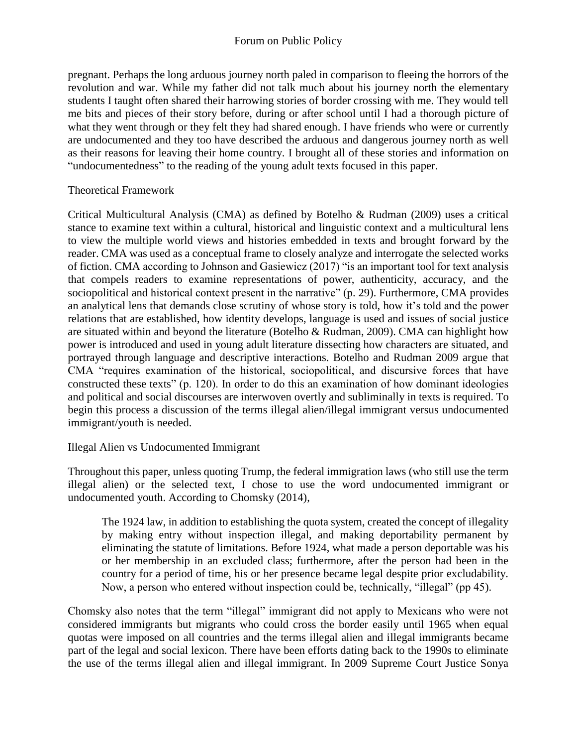pregnant. Perhaps the long arduous journey north paled in comparison to fleeing the horrors of the revolution and war. While my father did not talk much about his journey north the elementary students I taught often shared their harrowing stories of border crossing with me. They would tell me bits and pieces of their story before, during or after school until I had a thorough picture of what they went through or they felt they had shared enough. I have friends who were or currently are undocumented and they too have described the arduous and dangerous journey north as well as their reasons for leaving their home country. I brought all of these stories and information on "undocumentedness" to the reading of the young adult texts focused in this paper.

## Theoretical Framework

Critical Multicultural Analysis (CMA) as defined by Botelho & Rudman (2009) uses a critical stance to examine text within a cultural, historical and linguistic context and a multicultural lens to view the multiple world views and histories embedded in texts and brought forward by the reader. CMA was used as a conceptual frame to closely analyze and interrogate the selected works of fiction. CMA according to Johnson and Gasiewicz (2017) "is an important tool for text analysis that compels readers to examine representations of power, authenticity, accuracy, and the sociopolitical and historical context present in the narrative" (p. 29). Furthermore, CMA provides an analytical lens that demands close scrutiny of whose story is told, how it's told and the power relations that are established, how identity develops, language is used and issues of social justice are situated within and beyond the literature (Botelho & Rudman, 2009). CMA can highlight how power is introduced and used in young adult literature dissecting how characters are situated, and portrayed through language and descriptive interactions. Botelho and Rudman 2009 argue that CMA "requires examination of the historical, sociopolitical, and discursive forces that have constructed these texts" (p. 120). In order to do this an examination of how dominant ideologies and political and social discourses are interwoven overtly and subliminally in texts is required. To begin this process a discussion of the terms illegal alien/illegal immigrant versus undocumented immigrant/youth is needed.

## Illegal Alien vs Undocumented Immigrant

Throughout this paper, unless quoting Trump, the federal immigration laws (who still use the term illegal alien) or the selected text, I chose to use the word undocumented immigrant or undocumented youth. According to Chomsky (2014),

> The 1924 law, in addition to establishing the quota system, created the concept of illegality by making entry without inspection illegal, and making deportability permanent by eliminating the statute of limitations. Before 1924, what made a person deportable was his or her membership in an excluded class; furthermore, after the person had been in the country for a period of time, his or her presence became legal despite prior excludability. Now, a person who entered without inspection could be, technically, "illegal" (pp 45).

Chomsky also notes that the term "illegal" immigrant did not apply to Mexicans who were not considered immigrants but migrants who could cross the border easily until 1965 when equal quotas were imposed on all countries and the terms illegal alien and illegal immigrants became part of the legal and social lexicon. There have been efforts dating back to the 1990s to eliminate the use of the terms illegal alien and illegal immigrant. In 2009 Supreme Court Justice Sonya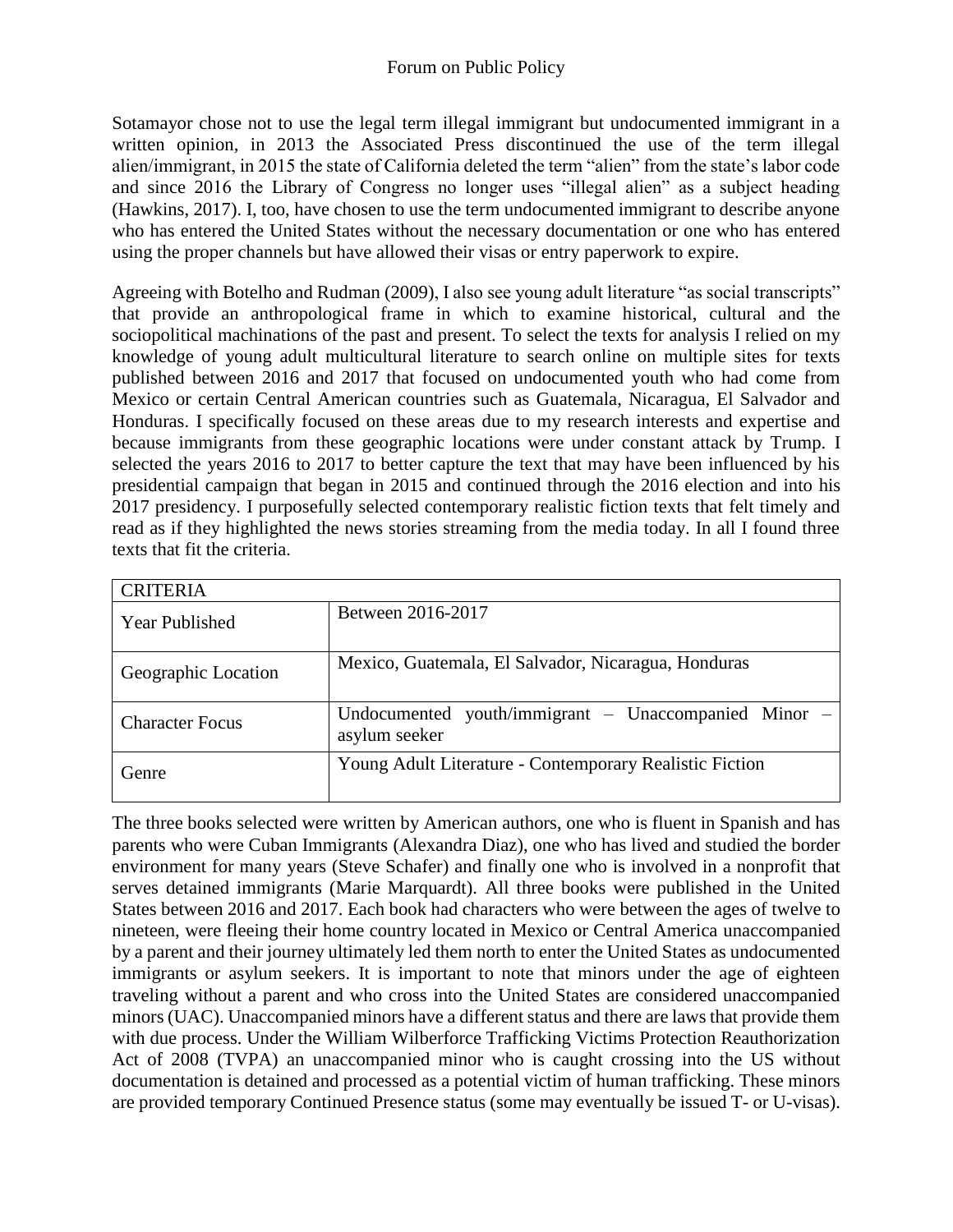Sotamayor chose not to use the legal term illegal immigrant but undocumented immigrant in a written opinion, in 2013 the Associated Press discontinued the use of the term illegal alien/immigrant, in 2015 the state of California deleted the term "alien" from the state's labor code and since 2016 the Library of Congress no longer uses "illegal alien" as a subject heading (Hawkins, 2017). I, too, have chosen to use the term undocumented immigrant to describe anyone who has entered the United States without the necessary documentation or one who has entered using the proper channels but have allowed their visas or entry paperwork to expire.

Agreeing with Botelho and Rudman (2009), I also see young adult literature "as social transcripts" that provide an anthropological frame in which to examine historical, cultural and the sociopolitical machinations of the past and present. To select the texts for analysis I relied on my knowledge of young adult multicultural literature to search online on multiple sites for texts published between 2016 and 2017 that focused on undocumented youth who had come from Mexico or certain Central American countries such as Guatemala, Nicaragua, El Salvador and Honduras. I specifically focused on these areas due to my research interests and expertise and because immigrants from these geographic locations were under constant attack by Trump. I selected the years 2016 to 2017 to better capture the text that may have been influenced by his presidential campaign that began in 2015 and continued through the 2016 election and into his 2017 presidency. I purposefully selected contemporary realistic fiction texts that felt timely and read as if they highlighted the news stories streaming from the media today. In all I found three texts that fit the criteria.

| CRITERIA | |
|---|---|
| Year Published | Between 2016-2017 |
| Geographic Location | Mexico, Guatemala, El Salvador, Nicaragua, Honduras |
| Character Focus | Undocumented youth/immigrant – Unaccompanied Minor – asylum seeker |
| Genre | Young Adult Literature - Contemporary Realistic Fiction |

The three books selected were written by American authors, one who is fluent in Spanish and has parents who were Cuban Immigrants (Alexandra Diaz), one who has lived and studied the border environment for many years (Steve Schafer) and finally one who is involved in a nonprofit that serves detained immigrants (Marie Marquardt). All three books were published in the United States between 2016 and 2017. Each book had characters who were between the ages of twelve to nineteen, were fleeing their home country located in Mexico or Central America unaccompanied by a parent and their journey ultimately led them north to enter the United States as undocumented immigrants or asylum seekers. It is important to note that minors under the age of eighteen traveling without a parent and who cross into the United States are considered unaccompanied minors (UAC). Unaccompanied minors have a different status and there are laws that provide them with due process. Under the William Wilberforce Trafficking Victims Protection Reauthorization Act of 2008 (TVPA) an unaccompanied minor who is caught crossing into the US without documentation is detained and processed as a potential victim of human trafficking. These minors are provided temporary Continued Presence status (some may eventually be issued T- or U-visas).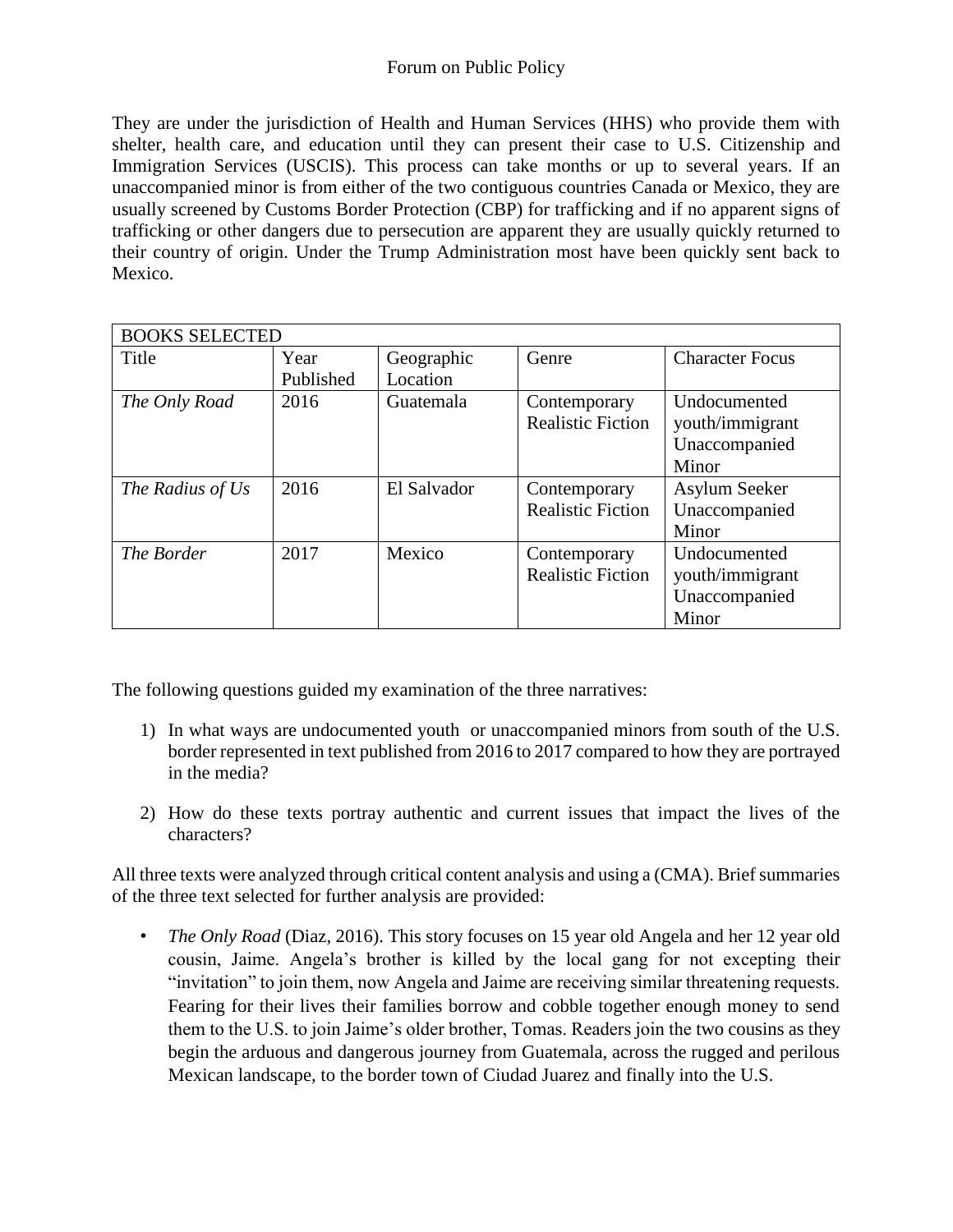They are under the jurisdiction of Health and Human Services (HHS) who provide them with shelter, health care, and education until they can present their case to U.S. Citizenship and Immigration Services (USCIS). This process can take months or up to several years. If an unaccompanied minor is from either of the two contiguous countries Canada or Mexico, they are usually screened by Customs Border Protection (CBP) for trafficking and if no apparent signs of trafficking or other dangers due to persecution are apparent they are usually quickly returned to their country of origin. Under the Trump Administration most have been quickly sent back to Mexico.

| BOOKS SELECTED | | | | |
|---|---|---|---|---|
| Title | Year Published | Geographic Location | Genre | Character Focus |
| *The Only Road* | 2016 | Guatemala | Contemporary Realistic Fiction | Undocumented youth/immigrant Unaccompanied Minor |
| *The Radius of Us* | 2016 | El Salvador | Contemporary Realistic Fiction | Asylum Seeker Unaccompanied Minor |
| *The Border* | 2017 | Mexico | Contemporary Realistic Fiction | Undocumented youth/immigrant Unaccompanied Minor |

The following questions guided my examination of the three narratives:

1) In what ways are undocumented youth or unaccompanied minors from south of the U.S. border represented in text published from 2016 to 2017 compared to how they are portrayed in the media?

2) How do these texts portray authentic and current issues that impact the lives of the characters?

All three texts were analyzed through critical content analysis and using a (CMA). Brief summaries of the three text selected for further analysis are provided:

- *The Only Road* (Diaz, 2016). This story focuses on 15 year old Angela and her 12 year old cousin, Jaime. Angela's brother is killed by the local gang for not excepting their "invitation" to join them, now Angela and Jaime are receiving similar threatening requests. Fearing for their lives their families borrow and cobble together enough money to send them to the U.S. to join Jaime's older brother, Tomas. Readers join the two cousins as they begin the arduous and dangerous journey from Guatemala, across the rugged and perilous Mexican landscape, to the border town of Ciudad Juarez and finally into the U.S.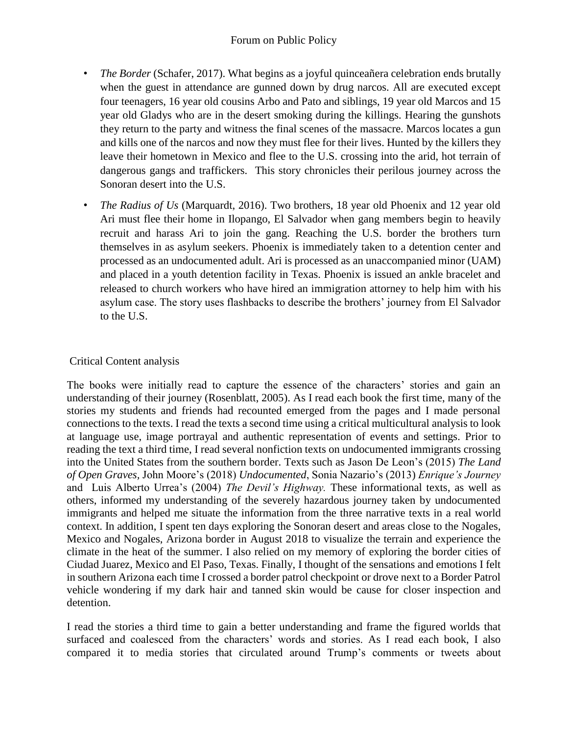- *The Border* (Schafer, 2017). What begins as a joyful quinceañera celebration ends brutally when the guest in attendance are gunned down by drug narcos. All are executed except four teenagers, 16 year old cousins Arbo and Pato and siblings, 19 year old Marcos and 15 year old Gladys who are in the desert smoking during the killings. Hearing the gunshots they return to the party and witness the final scenes of the massacre. Marcos locates a gun and kills one of the narcos and now they must flee for their lives. Hunted by the killers they leave their hometown in Mexico and flee to the U.S. crossing into the arid, hot terrain of dangerous gangs and traffickers. This story chronicles their perilous journey across the Sonoran desert into the U.S.
- *The Radius of Us* (Marquardt, 2016). Two brothers, 18 year old Phoenix and 12 year old Ari must flee their home in Ilopango, El Salvador when gang members begin to heavily recruit and harass Ari to join the gang. Reaching the U.S. border the brothers turn themselves in as asylum seekers. Phoenix is immediately taken to a detention center and processed as an undocumented adult. Ari is processed as an unaccompanied minor (UAM) and placed in a youth detention facility in Texas. Phoenix is issued an ankle bracelet and released to church workers who have hired an immigration attorney to help him with his asylum case. The story uses flashbacks to describe the brothers' journey from El Salvador to the U.S.

## Critical Content analysis

The books were initially read to capture the essence of the characters' stories and gain an understanding of their journey (Rosenblatt, 2005). As I read each book the first time, many of the stories my students and friends had recounted emerged from the pages and I made personal connections to the texts. I read the texts a second time using a critical multicultural analysis to look at language use, image portrayal and authentic representation of events and settings. Prior to reading the text a third time, I read several nonfiction texts on undocumented immigrants crossing into the United States from the southern border. Texts such as Jason De Leon's (2015) *The Land of Open Graves*, John Moore's (2018) *Undocumented*, Sonia Nazario's (2013) *Enrique's Journey* and Luis Alberto Urrea's (2004) *The Devil's Highway.* These informational texts, as well as others, informed my understanding of the severely hazardous journey taken by undocumented immigrants and helped me situate the information from the three narrative texts in a real world context. In addition, I spent ten days exploring the Sonoran desert and areas close to the Nogales, Mexico and Nogales, Arizona border in August 2018 to visualize the terrain and experience the climate in the heat of the summer. I also relied on my memory of exploring the border cities of Ciudad Juarez, Mexico and El Paso, Texas. Finally, I thought of the sensations and emotions I felt in southern Arizona each time I crossed a border patrol checkpoint or drove next to a Border Patrol vehicle wondering if my dark hair and tanned skin would be cause for closer inspection and detention.

I read the stories a third time to gain a better understanding and frame the figured worlds that surfaced and coalesced from the characters' words and stories. As I read each book, I also compared it to media stories that circulated around Trump's comments or tweets about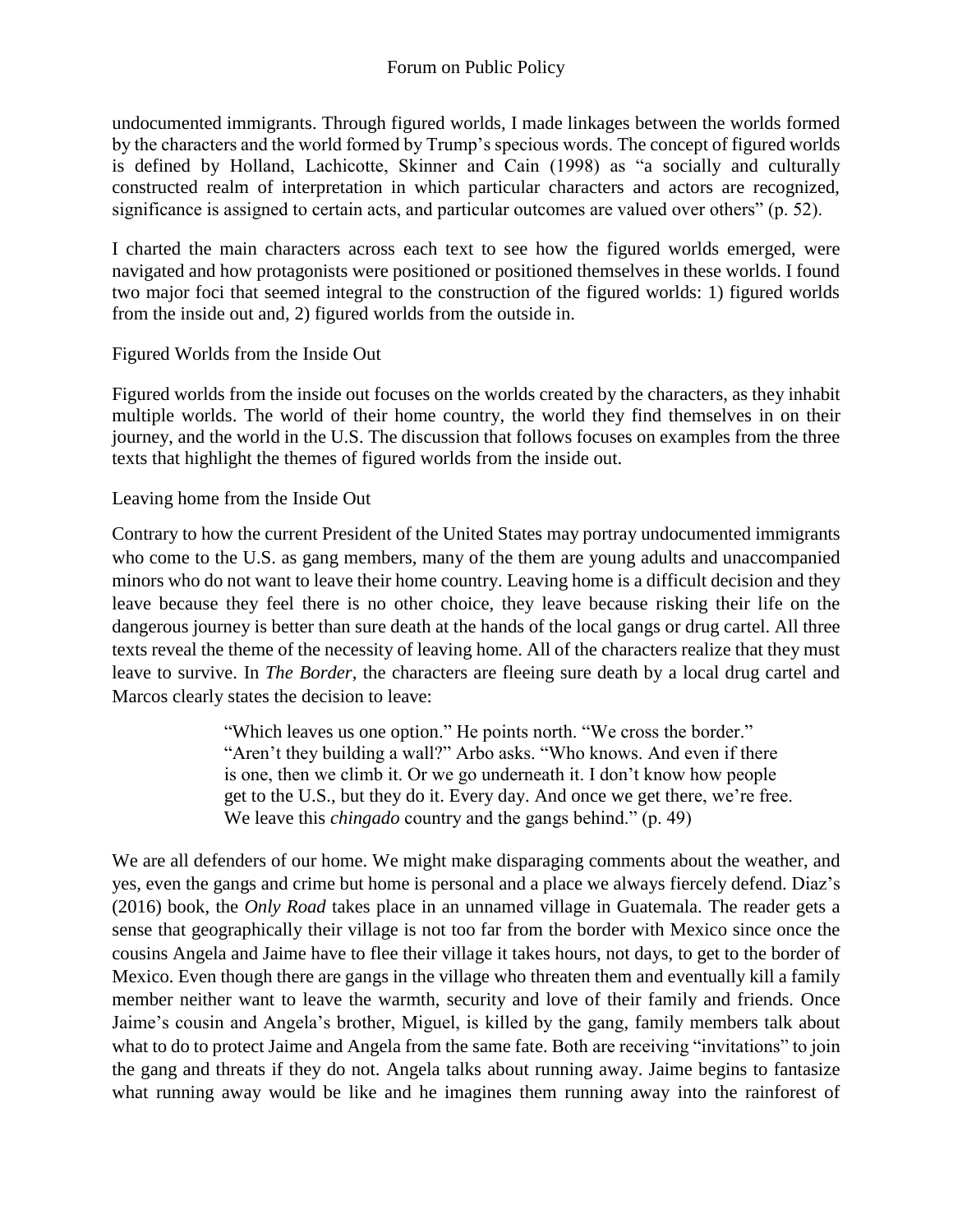undocumented immigrants. Through figured worlds, I made linkages between the worlds formed by the characters and the world formed by Trump's specious words. The concept of figured worlds is defined by Holland, Lachicotte, Skinner and Cain (1998) as "a socially and culturally constructed realm of interpretation in which particular characters and actors are recognized, significance is assigned to certain acts, and particular outcomes are valued over others" (p. 52).

I charted the main characters across each text to see how the figured worlds emerged, were navigated and how protagonists were positioned or positioned themselves in these worlds. I found two major foci that seemed integral to the construction of the figured worlds: 1) figured worlds from the inside out and, 2) figured worlds from the outside in.

## Figured Worlds from the Inside Out

Figured worlds from the inside out focuses on the worlds created by the characters, as they inhabit multiple worlds. The world of their home country, the world they find themselves in on their journey, and the world in the U.S. The discussion that follows focuses on examples from the three texts that highlight the themes of figured worlds from the inside out.

### Leaving home from the Inside Out

Contrary to how the current President of the United States may portray undocumented immigrants who come to the U.S. as gang members, many of the them are young adults and unaccompanied minors who do not want to leave their home country. Leaving home is a difficult decision and they leave because they feel there is no other choice, they leave because risking their life on the dangerous journey is better than sure death at the hands of the local gangs or drug cartel. All three texts reveal the theme of the necessity of leaving home. All of the characters realize that they must leave to survive. In *The Border*, the characters are fleeing sure death by a local drug cartel and Marcos clearly states the decision to leave:

> "Which leaves us one option." He points north. "We cross the border." "Aren't they building a wall?" Arbo asks. "Who knows. And even if there is one, then we climb it. Or we go underneath it. I don't know how people get to the U.S., but they do it. Every day. And once we get there, we're free. We leave this *chingado* country and the gangs behind." (p. 49)

We are all defenders of our home. We might make disparaging comments about the weather, and yes, even the gangs and crime but home is personal and a place we always fiercely defend. Diaz's (2016) book, the *Only Road* takes place in an unnamed village in Guatemala. The reader gets a sense that geographically their village is not too far from the border with Mexico since once the cousins Angela and Jaime have to flee their village it takes hours, not days, to get to the border of Mexico. Even though there are gangs in the village who threaten them and eventually kill a family member neither want to leave the warmth, security and love of their family and friends. Once Jaime's cousin and Angela's brother, Miguel, is killed by the gang, family members talk about what to do to protect Jaime and Angela from the same fate. Both are receiving "invitations" to join the gang and threats if they do not. Angela talks about running away. Jaime begins to fantasize what running away would be like and he imagines them running away into the rainforest of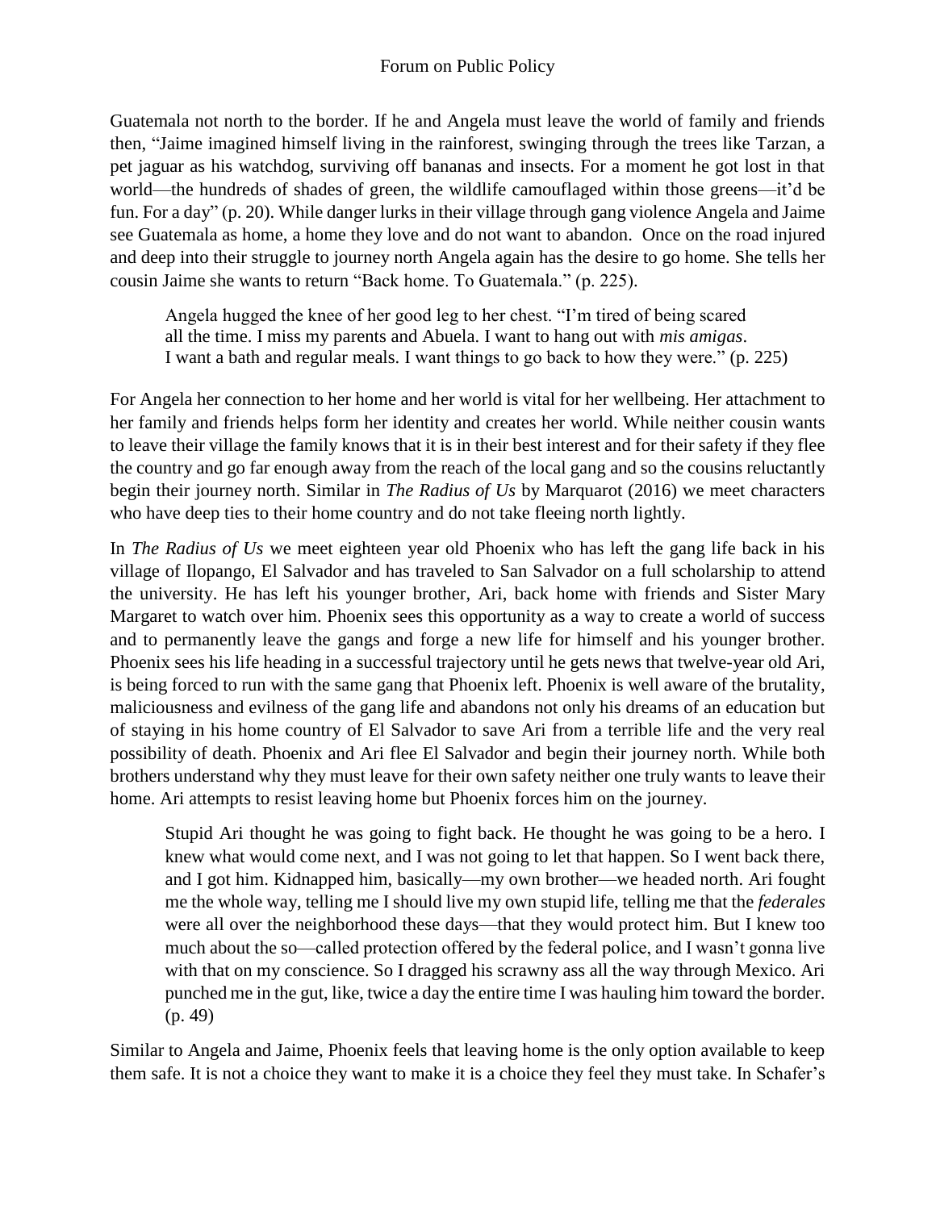Guatemala not north to the border. If he and Angela must leave the world of family and friends then, "Jaime imagined himself living in the rainforest, swinging through the trees like Tarzan, a pet jaguar as his watchdog, surviving off bananas and insects. For a moment he got lost in that world—the hundreds of shades of green, the wildlife camouflaged within those greens—it'd be fun. For a day" (p. 20). While danger lurks in their village through gang violence Angela and Jaime see Guatemala as home, a home they love and do not want to abandon. Once on the road injured and deep into their struggle to journey north Angela again has the desire to go home. She tells her cousin Jaime she wants to return "Back home. To Guatemala." (p. 225).

> Angela hugged the knee of her good leg to her chest. "I'm tired of being scared all the time. I miss my parents and Abuela. I want to hang out with *mis amigas*. I want a bath and regular meals. I want things to go back to how they were." (p. 225)

For Angela her connection to her home and her world is vital for her wellbeing. Her attachment to her family and friends helps form her identity and creates her world. While neither cousin wants to leave their village the family knows that it is in their best interest and for their safety if they flee the country and go far enough away from the reach of the local gang and so the cousins reluctantly begin their journey north. Similar in *The Radius of Us* by Marquarot (2016) we meet characters who have deep ties to their home country and do not take fleeing north lightly.

In *The Radius of Us* we meet eighteen year old Phoenix who has left the gang life back in his village of Ilopango, El Salvador and has traveled to San Salvador on a full scholarship to attend the university. He has left his younger brother, Ari, back home with friends and Sister Mary Margaret to watch over him. Phoenix sees this opportunity as a way to create a world of success and to permanently leave the gangs and forge a new life for himself and his younger brother. Phoenix sees his life heading in a successful trajectory until he gets news that twelve-year old Ari, is being forced to run with the same gang that Phoenix left. Phoenix is well aware of the brutality, maliciousness and evilness of the gang life and abandons not only his dreams of an education but of staying in his home country of El Salvador to save Ari from a terrible life and the very real possibility of death. Phoenix and Ari flee El Salvador and begin their journey north. While both brothers understand why they must leave for their own safety neither one truly wants to leave their home. Ari attempts to resist leaving home but Phoenix forces him on the journey.

> Stupid Ari thought he was going to fight back. He thought he was going to be a hero. I knew what would come next, and I was not going to let that happen. So I went back there, and I got him. Kidnapped him, basically—my own brother—we headed north. Ari fought me the whole way, telling me I should live my own stupid life, telling me that the *federales* were all over the neighborhood these days—that they would protect him. But I knew too much about the so—called protection offered by the federal police, and I wasn't gonna live with that on my conscience. So I dragged his scrawny ass all the way through Mexico. Ari punched me in the gut, like, twice a day the entire time I was hauling him toward the border. (p. 49)

Similar to Angela and Jaime, Phoenix feels that leaving home is the only option available to keep them safe. It is not a choice they want to make it is a choice they feel they must take. In Schafer's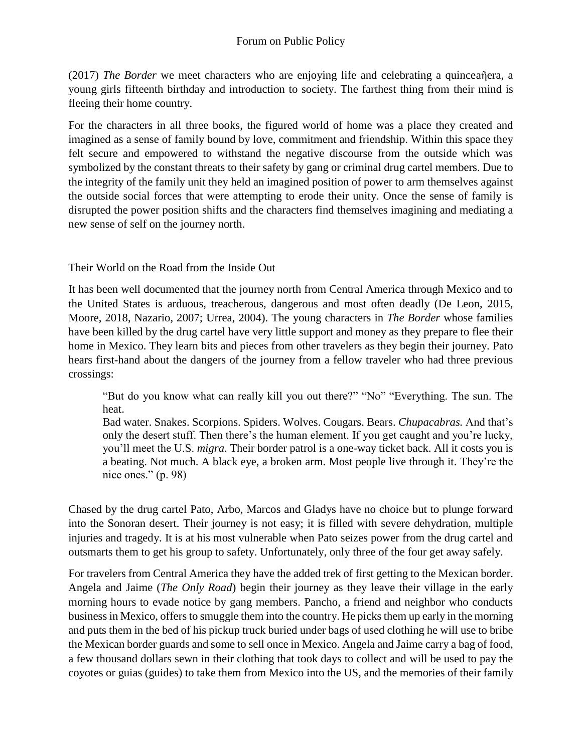(2017) *The Border* we meet characters who are enjoying life and celebrating a quinceaῆera, a young girls fifteenth birthday and introduction to society. The farthest thing from their mind is fleeing their home country.

For the characters in all three books, the figured world of home was a place they created and imagined as a sense of family bound by love, commitment and friendship. Within this space they felt secure and empowered to withstand the negative discourse from the outside which was symbolized by the constant threats to their safety by gang or criminal drug cartel members. Due to the integrity of the family unit they held an imagined position of power to arm themselves against the outside social forces that were attempting to erode their unity. Once the sense of family is disrupted the power position shifts and the characters find themselves imagining and mediating a new sense of self on the journey north.

## Their World on the Road from the Inside Out

It has been well documented that the journey north from Central America through Mexico and to the United States is arduous, treacherous, dangerous and most often deadly (De Leon, 2015, Moore, 2018, Nazario, 2007; Urrea, 2004). The young characters in *The Border* whose families have been killed by the drug cartel have very little support and money as they prepare to flee their home in Mexico. They learn bits and pieces from other travelers as they begin their journey. Pato hears first-hand about the dangers of the journey from a fellow traveler who had three previous crossings:

> "But do you know what can really kill you out there?" "No" "Everything. The sun. The heat.
> Bad water. Snakes. Scorpions. Spiders. Wolves. Cougars. Bears. *Chupacabras.* And that's only the desert stuff. Then there's the human element. If you get caught and you're lucky, you'll meet the U.S. *migra*. Their border patrol is a one-way ticket back. All it costs you is a beating. Not much. A black eye, a broken arm. Most people live through it. They're the nice ones." (p. 98)

Chased by the drug cartel Pato, Arbo, Marcos and Gladys have no choice but to plunge forward into the Sonoran desert. Their journey is not easy; it is filled with severe dehydration, multiple injuries and tragedy. It is at his most vulnerable when Pato seizes power from the drug cartel and outsmarts them to get his group to safety. Unfortunately, only three of the four get away safely.

For travelers from Central America they have the added trek of first getting to the Mexican border. Angela and Jaime (*The Only Road*) begin their journey as they leave their village in the early morning hours to evade notice by gang members. Pancho, a friend and neighbor who conducts business in Mexico, offers to smuggle them into the country. He picks them up early in the morning and puts them in the bed of his pickup truck buried under bags of used clothing he will use to bribe the Mexican border guards and some to sell once in Mexico. Angela and Jaime carry a bag of food, a few thousand dollars sewn in their clothing that took days to collect and will be used to pay the coyotes or guias (guides) to take them from Mexico into the US, and the memories of their family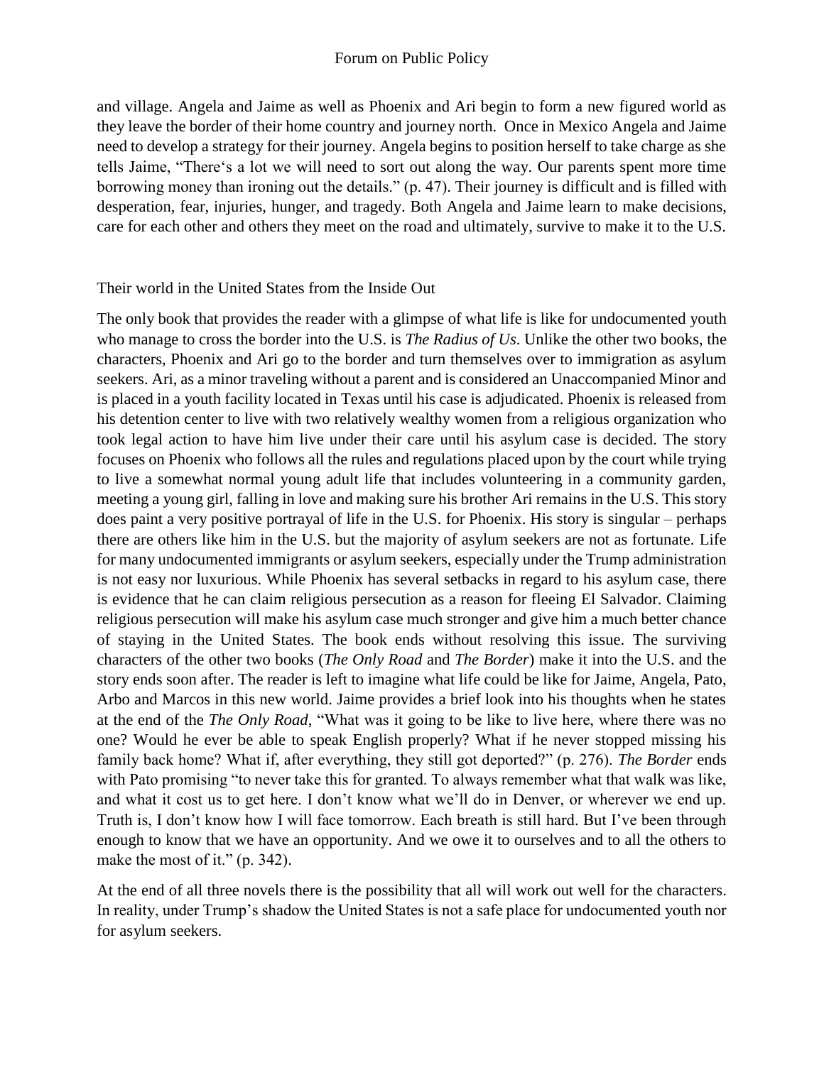and village. Angela and Jaime as well as Phoenix and Ari begin to form a new figured world as they leave the border of their home country and journey north. Once in Mexico Angela and Jaime need to develop a strategy for their journey. Angela begins to position herself to take charge as she tells Jaime, "There's a lot we will need to sort out along the way. Our parents spent more time borrowing money than ironing out the details." (p. 47). Their journey is difficult and is filled with desperation, fear, injuries, hunger, and tragedy. Both Angela and Jaime learn to make decisions, care for each other and others they meet on the road and ultimately, survive to make it to the U.S.

## Their world in the United States from the Inside Out

The only book that provides the reader with a glimpse of what life is like for undocumented youth who manage to cross the border into the U.S. is *The Radius of Us*. Unlike the other two books, the characters, Phoenix and Ari go to the border and turn themselves over to immigration as asylum seekers. Ari, as a minor traveling without a parent and is considered an Unaccompanied Minor and is placed in a youth facility located in Texas until his case is adjudicated. Phoenix is released from his detention center to live with two relatively wealthy women from a religious organization who took legal action to have him live under their care until his asylum case is decided. The story focuses on Phoenix who follows all the rules and regulations placed upon by the court while trying to live a somewhat normal young adult life that includes volunteering in a community garden, meeting a young girl, falling in love and making sure his brother Ari remains in the U.S. This story does paint a very positive portrayal of life in the U.S. for Phoenix. His story is singular – perhaps there are others like him in the U.S. but the majority of asylum seekers are not as fortunate. Life for many undocumented immigrants or asylum seekers, especially under the Trump administration is not easy nor luxurious. While Phoenix has several setbacks in regard to his asylum case, there is evidence that he can claim religious persecution as a reason for fleeing El Salvador. Claiming religious persecution will make his asylum case much stronger and give him a much better chance of staying in the United States. The book ends without resolving this issue. The surviving characters of the other two books (*The Only Road* and *The Border*) make it into the U.S. and the story ends soon after. The reader is left to imagine what life could be like for Jaime, Angela, Pato, Arbo and Marcos in this new world. Jaime provides a brief look into his thoughts when he states at the end of the *The Only Road*, "What was it going to be like to live here, where there was no one? Would he ever be able to speak English properly? What if he never stopped missing his family back home? What if, after everything, they still got deported?" (p. 276). *The Border* ends with Pato promising "to never take this for granted. To always remember what that walk was like, and what it cost us to get here. I don't know what we'll do in Denver, or wherever we end up. Truth is, I don't know how I will face tomorrow. Each breath is still hard. But I've been through enough to know that we have an opportunity. And we owe it to ourselves and to all the others to make the most of it." (p. 342).

At the end of all three novels there is the possibility that all will work out well for the characters. In reality, under Trump's shadow the United States is not a safe place for undocumented youth nor for asylum seekers.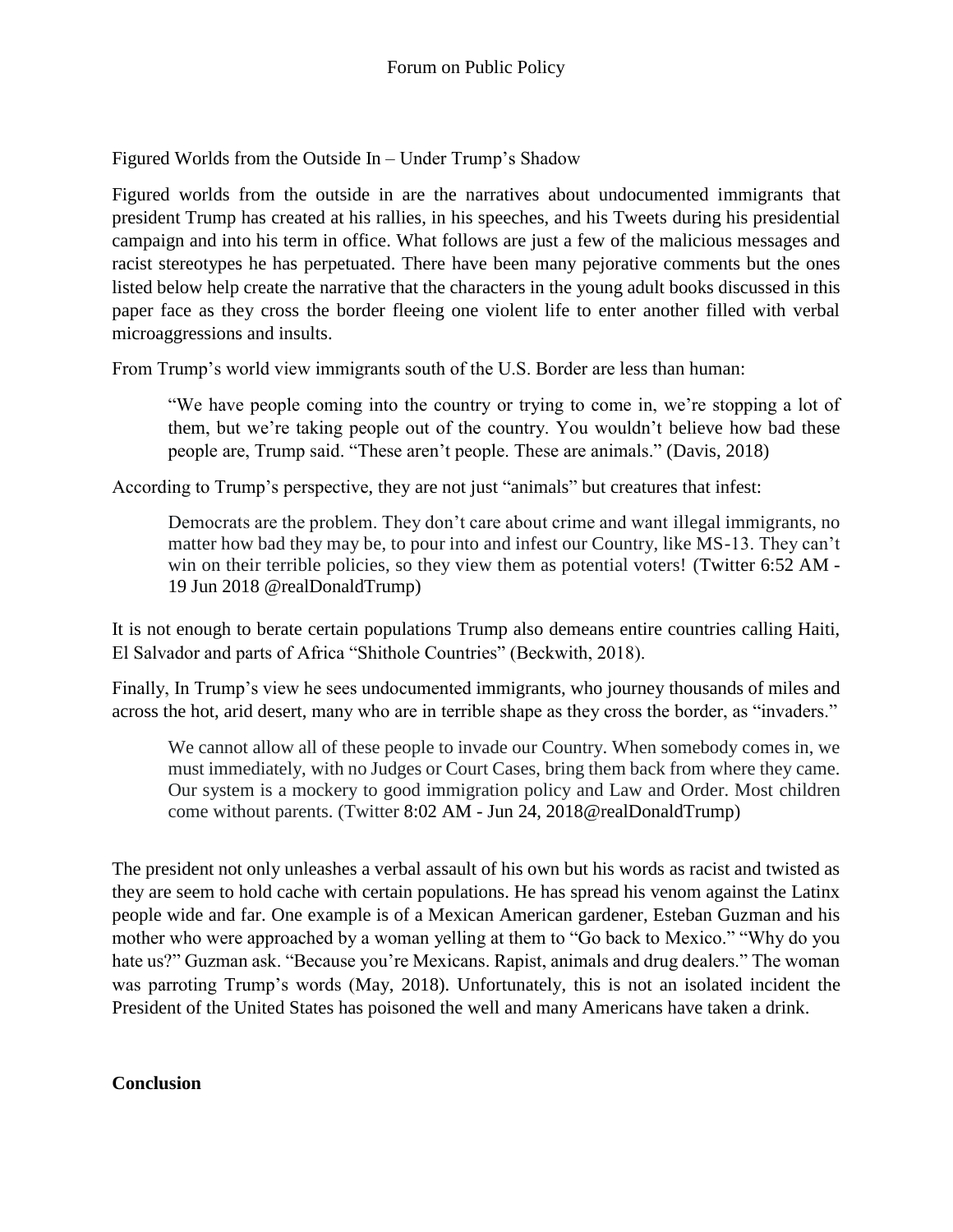Figured Worlds from the Outside In – Under Trump's Shadow

Figured worlds from the outside in are the narratives about undocumented immigrants that president Trump has created at his rallies, in his speeches, and his Tweets during his presidential campaign and into his term in office. What follows are just a few of the malicious messages and racist stereotypes he has perpetuated. There have been many pejorative comments but the ones listed below help create the narrative that the characters in the young adult books discussed in this paper face as they cross the border fleeing one violent life to enter another filled with verbal microaggressions and insults.

From Trump's world view immigrants south of the U.S. Border are less than human:

> "We have people coming into the country or trying to come in, we're stopping a lot of them, but we're taking people out of the country. You wouldn't believe how bad these people are, Trump said. "These aren't people. These are animals." (Davis, 2018)

According to Trump's perspective, they are not just "animals" but creatures that infest:

> Democrats are the problem. They don't care about crime and want illegal immigrants, no matter how bad they may be, to pour into and infest our Country, like MS-13. They can't win on their terrible policies, so they view them as potential voters! (Twitter 6:52 AM - 19 Jun 2018 @realDonaldTrump)

It is not enough to berate certain populations Trump also demeans entire countries calling Haiti, El Salvador and parts of Africa "Shithole Countries" (Beckwith, 2018).

Finally, In Trump's view he sees undocumented immigrants, who journey thousands of miles and across the hot, arid desert, many who are in terrible shape as they cross the border, as "invaders."

> We cannot allow all of these people to invade our Country. When somebody comes in, we must immediately, with no Judges or Court Cases, bring them back from where they came. Our system is a mockery to good immigration policy and Law and Order. Most children come without parents. (Twitter 8:02 AM - Jun 24, 2018@realDonaldTrump)

The president not only unleashes a verbal assault of his own but his words as racist and twisted as they are seem to hold cache with certain populations. He has spread his venom against the Latinx people wide and far. One example is of a Mexican American gardener, Esteban Guzman and his mother who were approached by a woman yelling at them to "Go back to Mexico." "Why do you hate us?" Guzman ask. "Because you're Mexicans. Rapist, animals and drug dealers." The woman was parroting Trump's words (May, 2018). Unfortunately, this is not an isolated incident the President of the United States has poisoned the well and many Americans have taken a drink.

**Conclusion**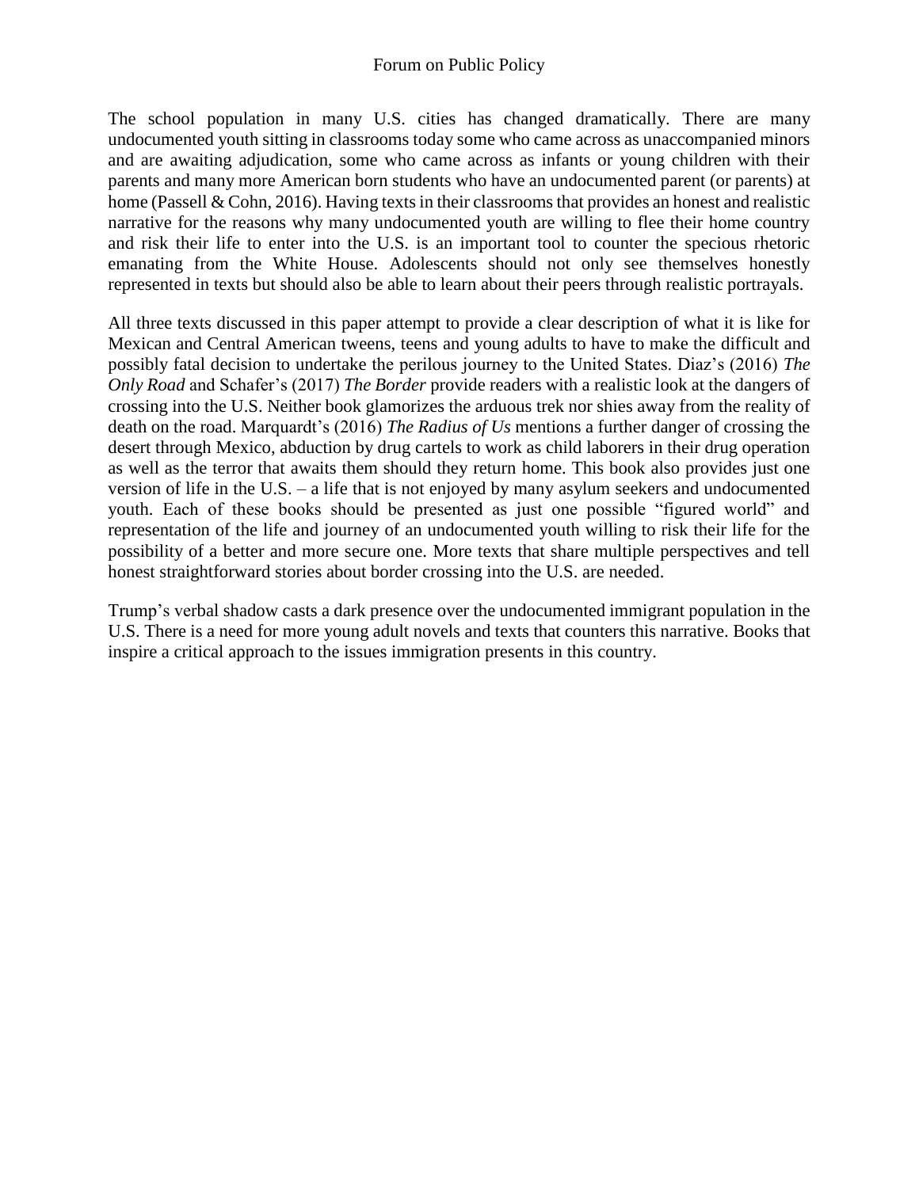The school population in many U.S. cities has changed dramatically. There are many undocumented youth sitting in classrooms today some who came across as unaccompanied minors and are awaiting adjudication, some who came across as infants or young children with their parents and many more American born students who have an undocumented parent (or parents) at home (Passell & Cohn, 2016). Having texts in their classrooms that provides an honest and realistic narrative for the reasons why many undocumented youth are willing to flee their home country and risk their life to enter into the U.S. is an important tool to counter the specious rhetoric emanating from the White House. Adolescents should not only see themselves honestly represented in texts but should also be able to learn about their peers through realistic portrayals.

All three texts discussed in this paper attempt to provide a clear description of what it is like for Mexican and Central American tweens, teens and young adults to have to make the difficult and possibly fatal decision to undertake the perilous journey to the United States. Diaz's (2016) *The Only Road* and Schafer's (2017) *The Border* provide readers with a realistic look at the dangers of crossing into the U.S. Neither book glamorizes the arduous trek nor shies away from the reality of death on the road. Marquardt's (2016) *The Radius of Us* mentions a further danger of crossing the desert through Mexico, abduction by drug cartels to work as child laborers in their drug operation as well as the terror that awaits them should they return home. This book also provides just one version of life in the U.S. – a life that is not enjoyed by many asylum seekers and undocumented youth. Each of these books should be presented as just one possible "figured world" and representation of the life and journey of an undocumented youth willing to risk their life for the possibility of a better and more secure one. More texts that share multiple perspectives and tell honest straightforward stories about border crossing into the U.S. are needed.

Trump's verbal shadow casts a dark presence over the undocumented immigrant population in the U.S. There is a need for more young adult novels and texts that counters this narrative. Books that inspire a critical approach to the issues immigration presents in this country.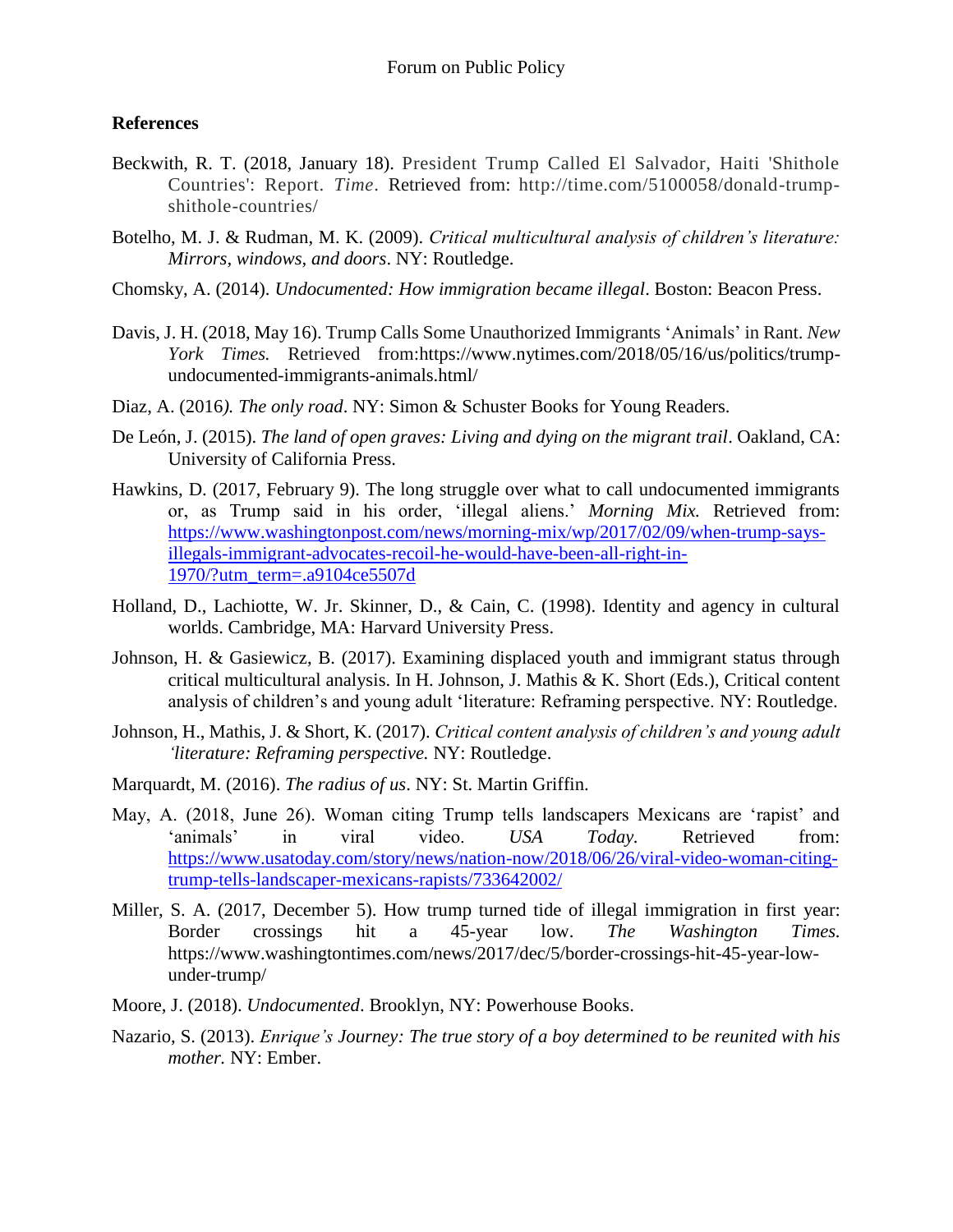## References

Beckwith, R. T. (2018, January 18). President Trump Called El Salvador, Haiti 'Shithole Countries': Report. *Time*. Retrieved from: http://time.com/5100058/donald-trump-shithole-countries/

Botelho, M. J. & Rudman, M. K. (2009). *Critical multicultural analysis of children's literature: Mirrors, windows, and doors*. NY: Routledge.

Chomsky, A. (2014). *Undocumented: How immigration became illegal*. Boston: Beacon Press.

Davis, J. H. (2018, May 16). Trump Calls Some Unauthorized Immigrants 'Animals' in Rant. *New York Times.* Retrieved from:https://www.nytimes.com/2018/05/16/us/politics/trump-undocumented-immigrants-animals.html/

Diaz, A. (2016*). The only road*. NY: Simon & Schuster Books for Young Readers.

De León, J. (2015). *The land of open graves: Living and dying on the migrant trail*. Oakland, CA: University of California Press.

Hawkins, D. (2017, February 9). The long struggle over what to call undocumented immigrants or, as Trump said in his order, 'illegal aliens.' *Morning Mix.* Retrieved from: https://www.washingtonpost.com/news/morning-mix/wp/2017/02/09/when-trump-says-illegals-immigrant-advocates-recoil-he-would-have-been-all-right-in-1970/?utm_term=.a9104ce5507d

Holland, D., Lachiotte, W. Jr. Skinner, D., & Cain, C. (1998). Identity and agency in cultural worlds. Cambridge, MA: Harvard University Press.

Johnson, H. & Gasiewicz, B. (2017). Examining displaced youth and immigrant status through critical multicultural analysis. In H. Johnson, J. Mathis & K. Short (Eds.), Critical content analysis of children's and young adult 'literature: Reframing perspective. NY: Routledge.

Johnson, H., Mathis, J. & Short, K. (2017). *Critical content analysis of children's and young adult 'literature: Reframing perspective.* NY: Routledge.

Marquardt, M. (2016). *The radius of us*. NY: St. Martin Griffin.

May, A. (2018, June 26). Woman citing Trump tells landscapers Mexicans are 'rapist' and 'animals' in viral video. *USA Today.* Retrieved from: https://www.usatoday.com/story/news/nation-now/2018/06/26/viral-video-woman-citing-trump-tells-landscaper-mexicans-rapists/733642002/

Miller, S. A. (2017, December 5). How trump turned tide of illegal immigration in first year: Border crossings hit a 45-year low. *The Washington Times.* https://www.washingtontimes.com/news/2017/dec/5/border-crossings-hit-45-year-low-under-trump/

Moore, J. (2018). *Undocumented*. Brooklyn, NY: Powerhouse Books.

Nazario, S. (2013). *Enrique's Journey: The true story of a boy determined to be reunited with his mother.* NY: Ember.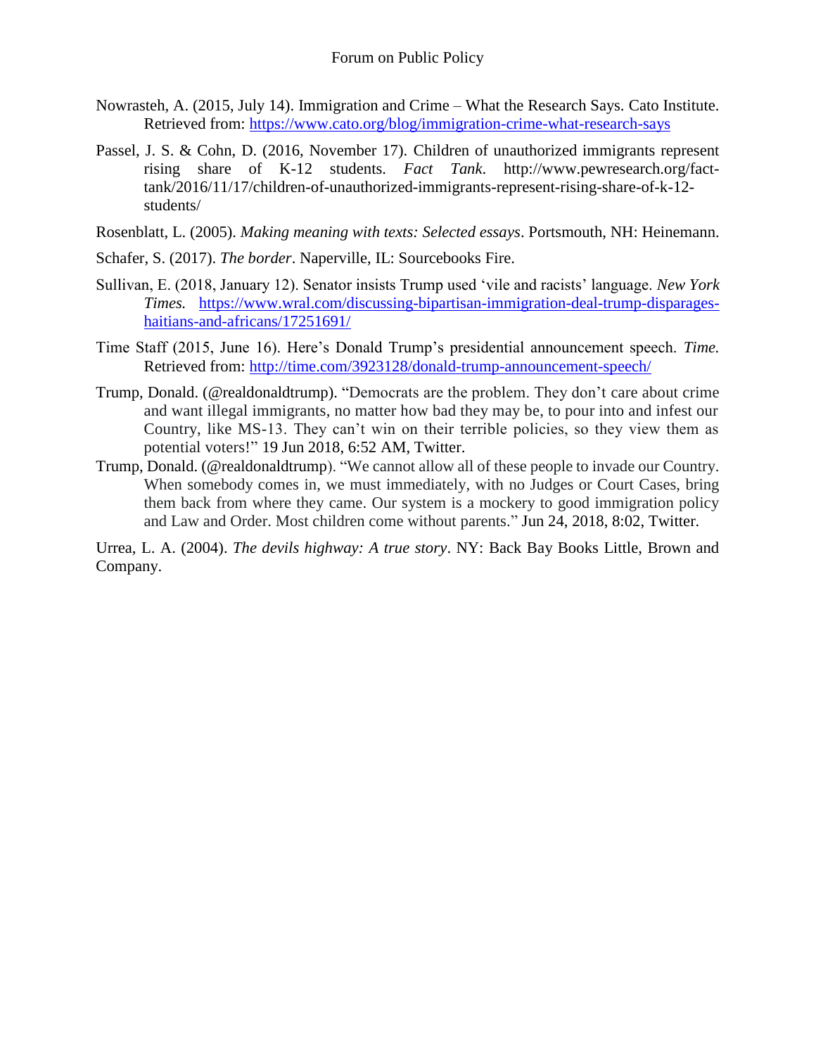Nowrasteh, A. (2015, July 14). Immigration and Crime – What the Research Says. Cato Institute. Retrieved from: https://www.cato.org/blog/immigration-crime-what-research-says

Passel, J. S. & Cohn, D. (2016, November 17). Children of unauthorized immigrants represent rising share of K-12 students. *Fact Tank*. http://www.pewresearch.org/fact-tank/2016/11/17/children-of-unauthorized-immigrants-represent-rising-share-of-k-12-students/

Rosenblatt, L. (2005). *Making meaning with texts: Selected essays*. Portsmouth, NH: Heinemann.

Schafer, S. (2017). *The border*. Naperville, IL: Sourcebooks Fire.

Sullivan, E. (2018, January 12). Senator insists Trump used 'vile and racists' language. *New York Times.* https://www.wral.com/discussing-bipartisan-immigration-deal-trump-disparages-haitians-and-africans/17251691/

Time Staff (2015, June 16). Here's Donald Trump's presidential announcement speech. *Time.* Retrieved from: http://time.com/3923128/donald-trump-announcement-speech/

Trump, Donald. (@realdonaldtrump). "Democrats are the problem. They don't care about crime and want illegal immigrants, no matter how bad they may be, to pour into and infest our Country, like MS-13. They can't win on their terrible policies, so they view them as potential voters!" 19 Jun 2018, 6:52 AM, Twitter.

Trump, Donald. (@realdonaldtrump). "We cannot allow all of these people to invade our Country. When somebody comes in, we must immediately, with no Judges or Court Cases, bring them back from where they came. Our system is a mockery to good immigration policy and Law and Order. Most children come without parents." Jun 24, 2018, 8:02, Twitter.

Urrea, L. A. (2004). *The devils highway: A true story*. NY: Back Bay Books Little, Brown and Company.